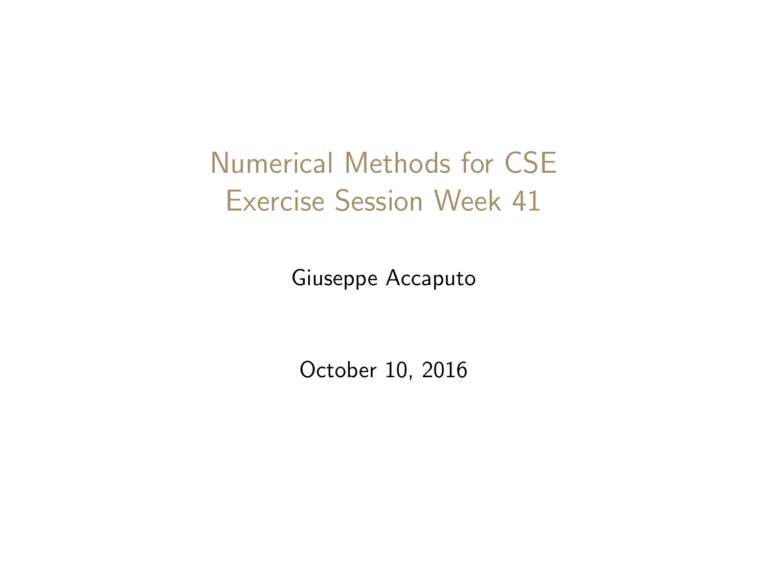# Numerical Methods for CSE
# Exercise Session Week 41

Giuseppe Accaputo

October 10, 2016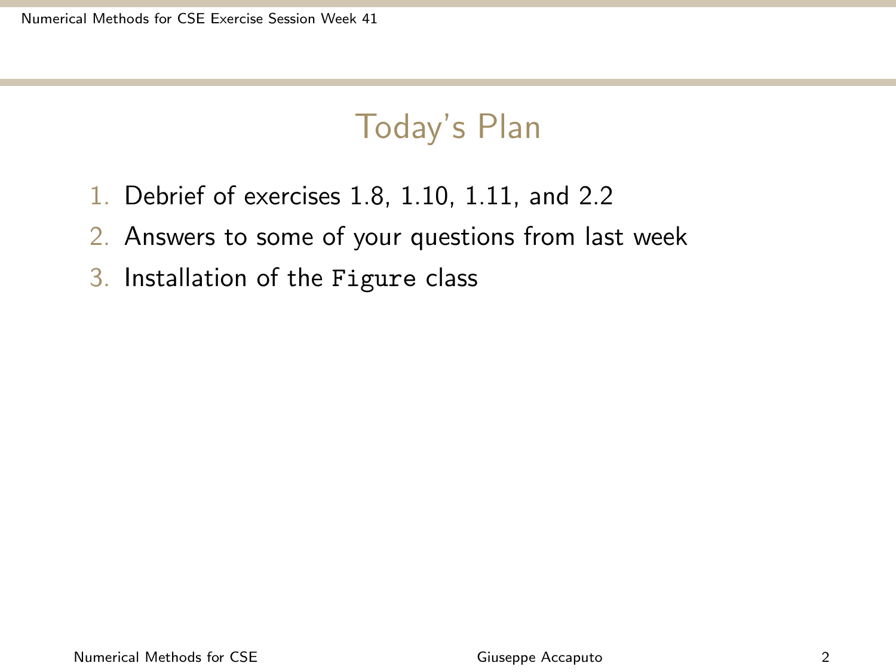# Today's Plan

1. Debrief of exercises 1.8, 1.10, 1.11, and 2.2
2. Answers to some of your questions from last week
3. Installation of the `Figure` class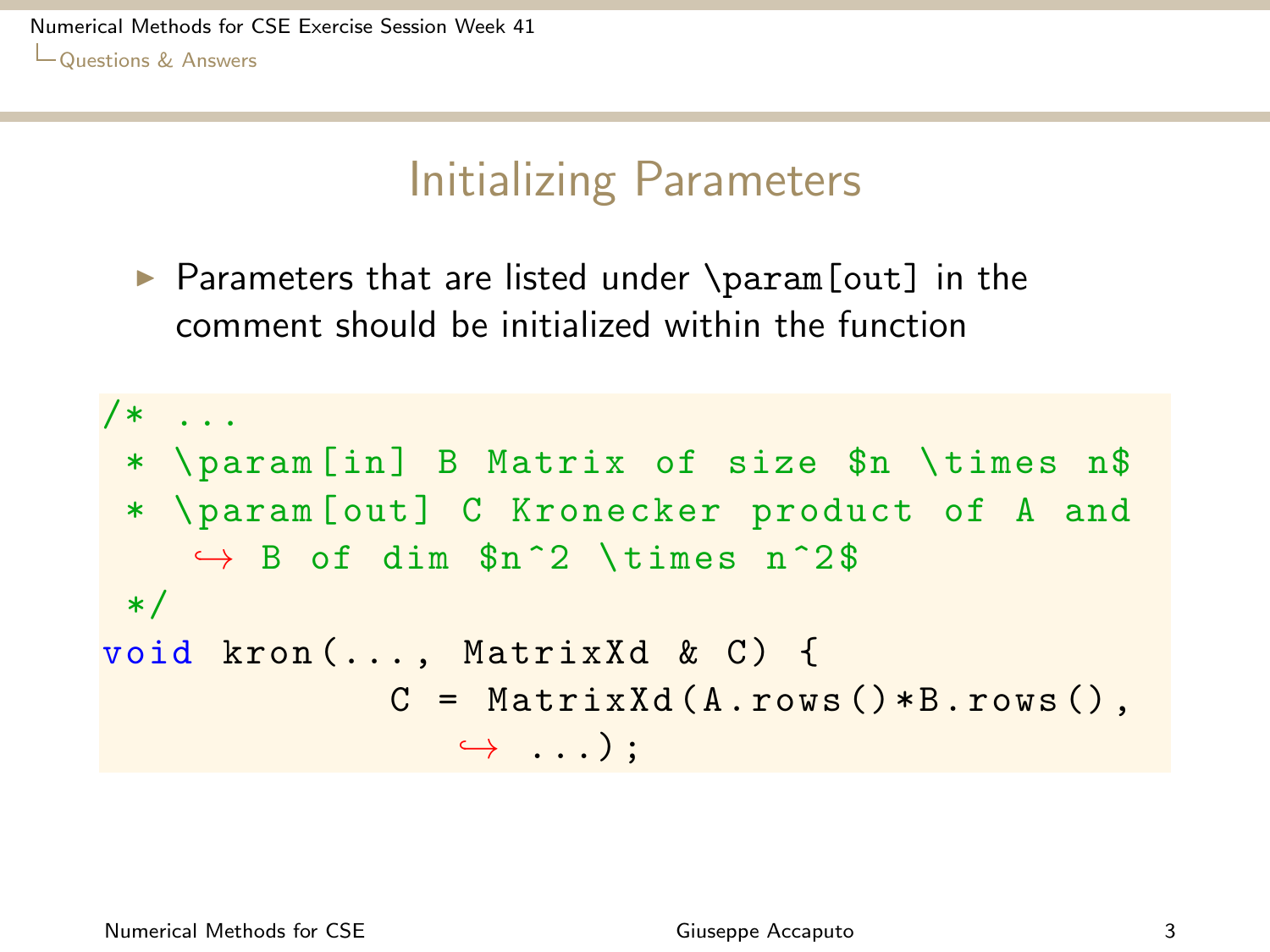## Initializing Parameters

- Parameters that are listed under \param[out] in the comment should be initialized within the function

```
/* ...
 * \param[in] B Matrix of size $n \times n$
 * \param[out] C Kronecker product of A and
   ↪ B of dim $n^2 \times n^2$
 */
void kron(..., MatrixXd & C) {
          C = MatrixXd(A.rows()*B.rows(),
             ↪ ...);
```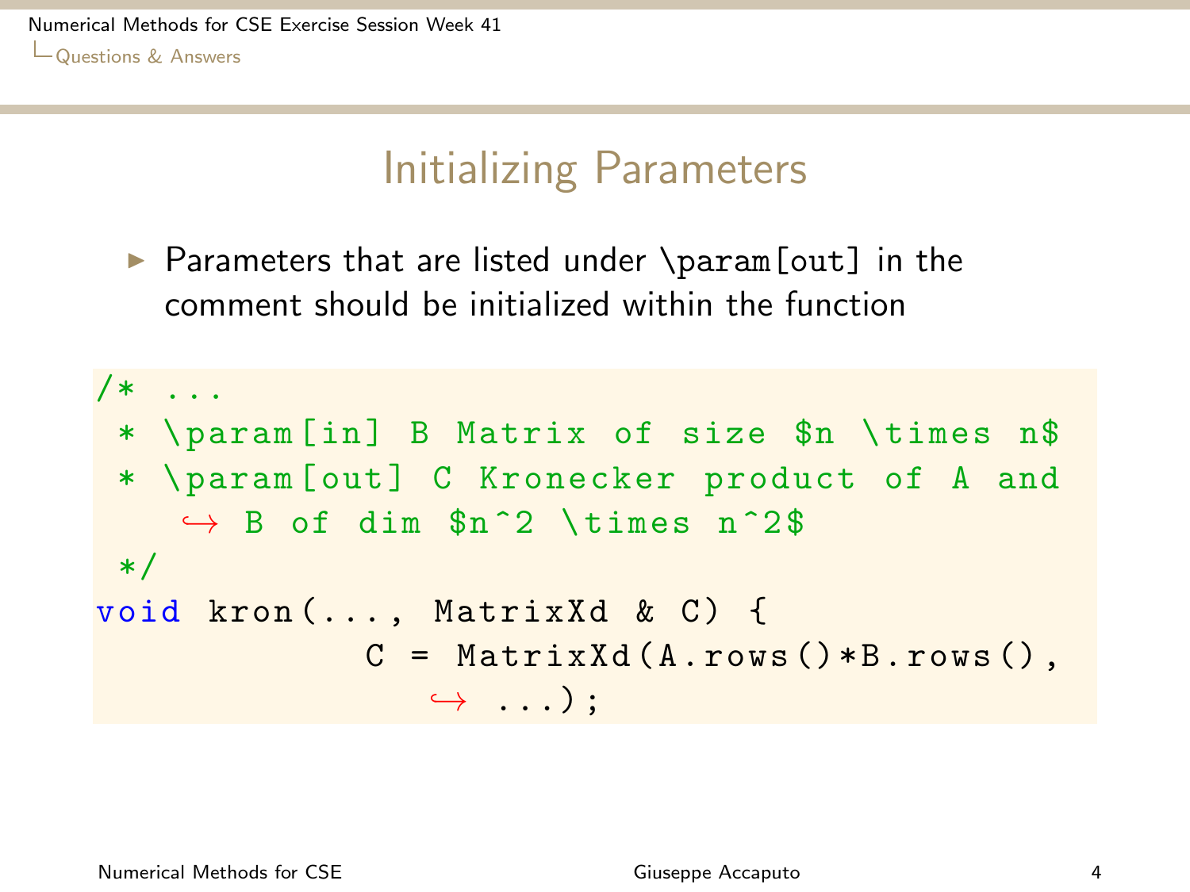# Initializing Parameters

- Parameters that are listed under \param[out] in the comment should be initialized within the function

```
/* ...
 * \param[in] B Matrix of size $n \times n$
 * \param[out] C Kronecker product of A and B of dim $n^2 \times n^2$
 */
void kron(..., MatrixXd & C) {
           C = MatrixXd(A.rows()*B.rows(), ...);
```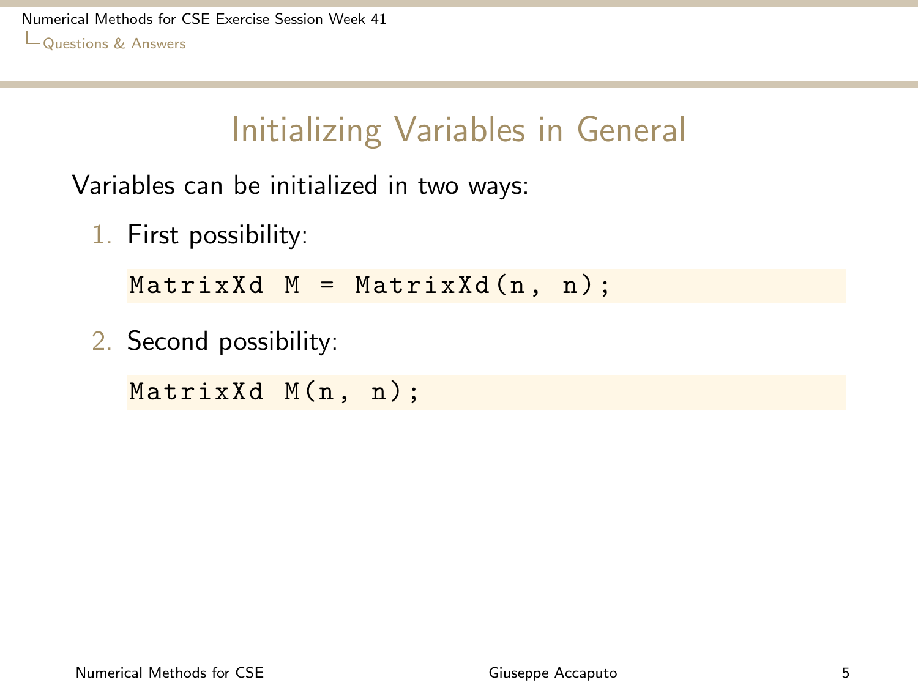# Initializing Variables in General

Variables can be initialized in two ways:

1. First possibility:

```
MatrixXd M = MatrixXd(n, n);
```

2. Second possibility:

```
MatrixXd M(n, n);
```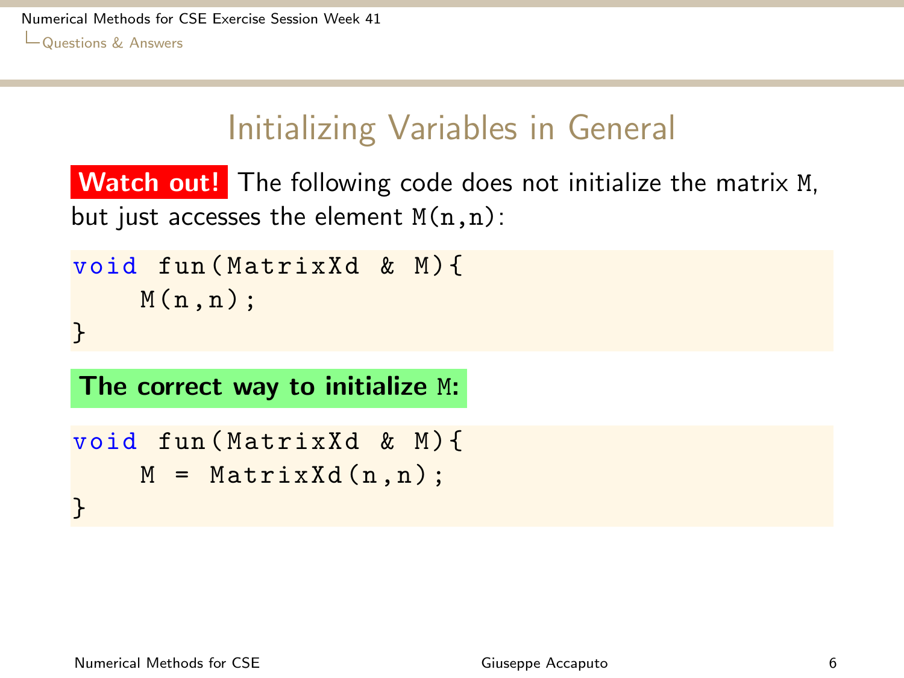## Initializing Variables in General

**Watch out!** The following code does not initialize the matrix `M`, but just accesses the element `M(n,n)`:

```
void fun(MatrixXd & M){
    M(n,n);
}
```

**The correct way to initialize `M`:**

```
void fun(MatrixXd & M){
    M = MatrixXd(n,n);
}
```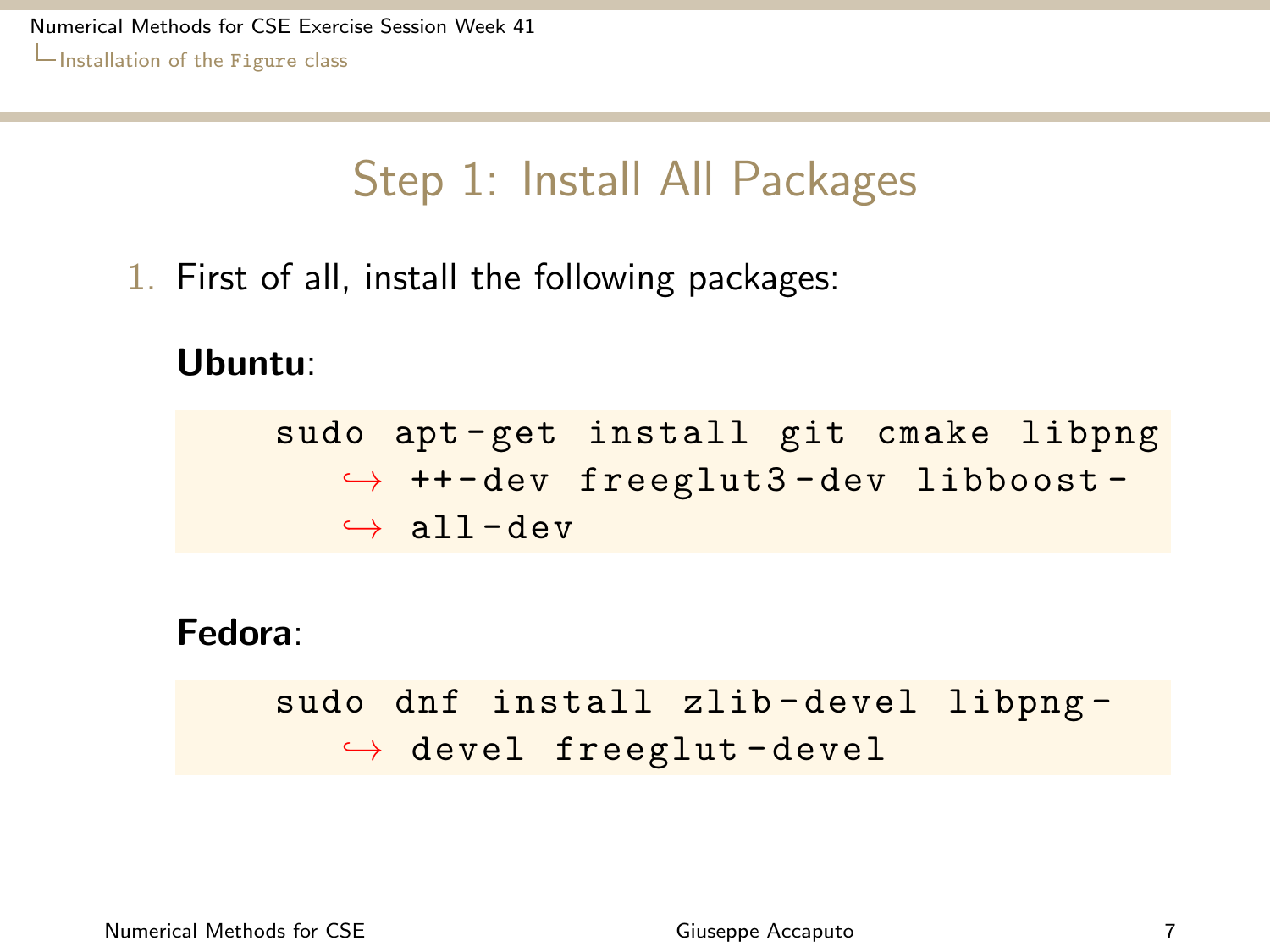# Step 1: Install All Packages

1. First of all, install the following packages:

   **Ubuntu**:

   ```
   sudo apt-get install git cmake libpng++-dev freeglut3-dev libboost-all-dev
   ```

   **Fedora**:

   ```
   sudo dnf install zlib-devel libpng-devel freeglut-devel
   ```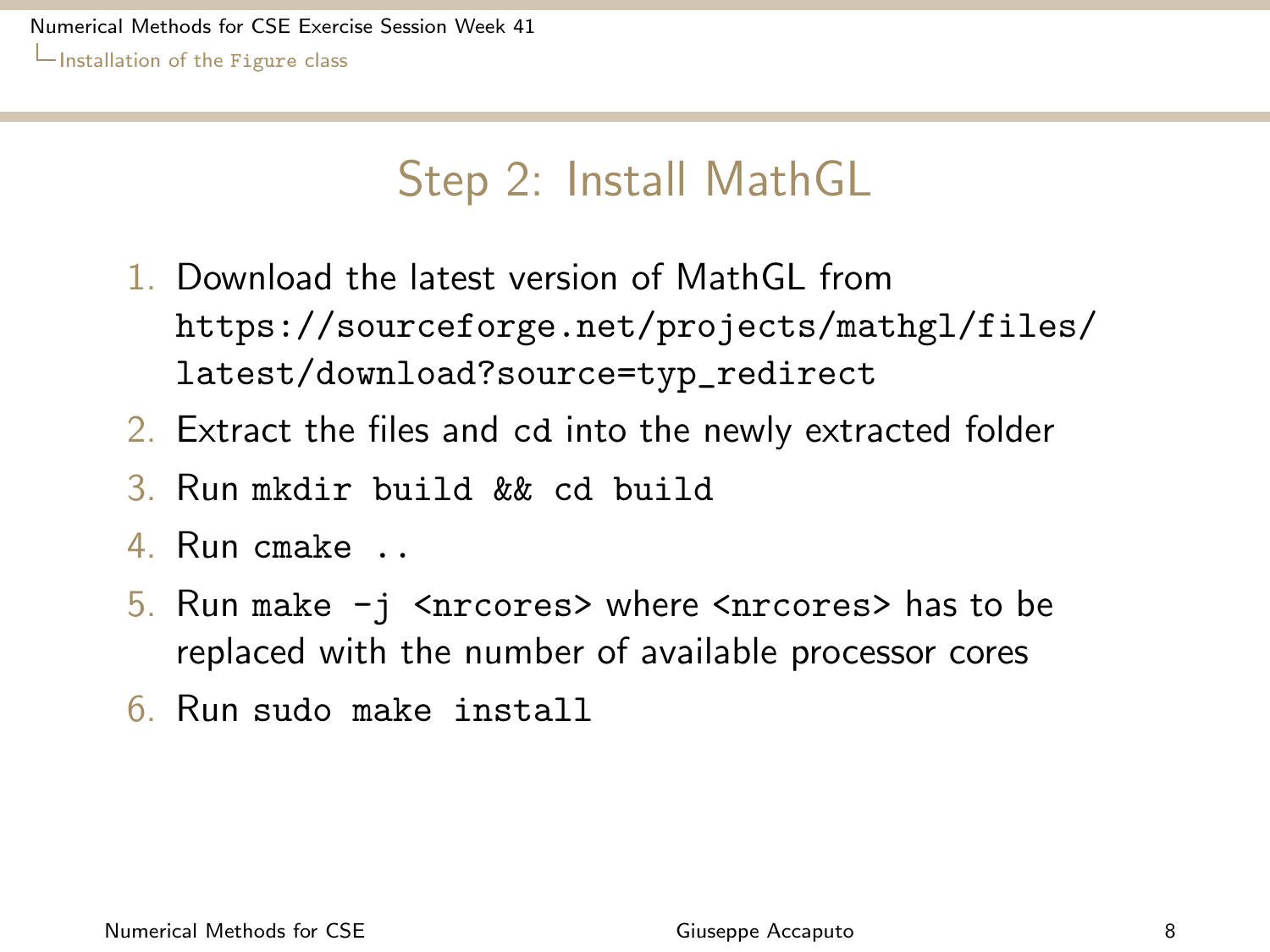# Step 2: Install MathGL

1. Download the latest version of MathGL from `https://sourceforge.net/projects/mathgl/files/latest/download?source=typ_redirect`
2. Extract the files and `cd` into the newly extracted folder
3. Run `mkdir build && cd build`
4. Run `cmake ..`
5. Run `make -j <nrcores>` where `<nrcores>` has to be replaced with the number of available processor cores
6. Run `sudo make install`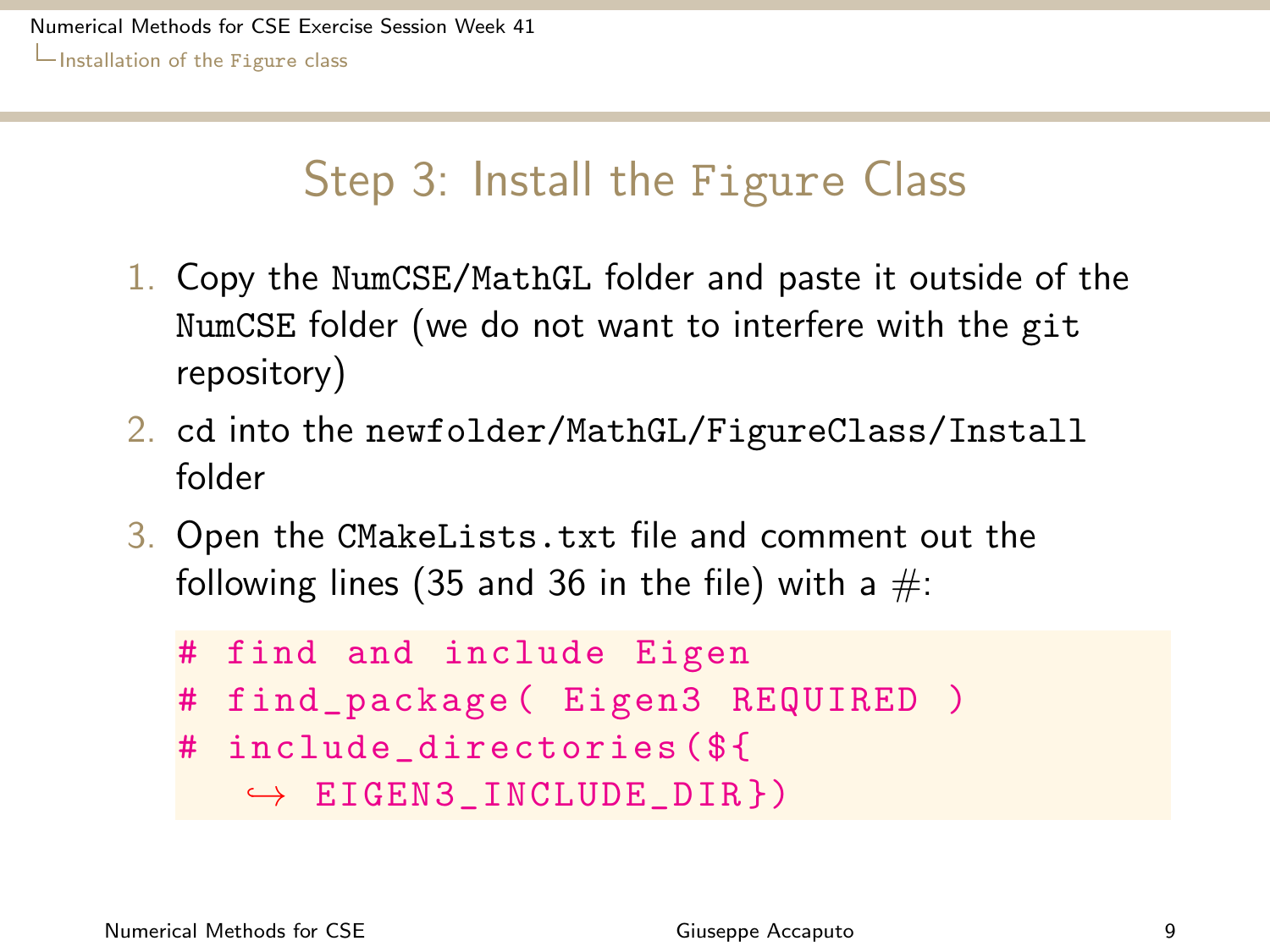# Step 3: Install the Figure Class

1. Copy the `NumCSE/MathGL` folder and paste it outside of the `NumCSE` folder (we do not want to interfere with the git repository)
2. cd into the `newfolder/MathGL/FigureClass/Install` folder
3. Open the `CMakeLists.txt` file and comment out the following lines (35 and 36 in the file) with a #:

```
# find and include Eigen
# find_package( Eigen3 REQUIRED )
# include_directories(${EIGEN3_INCLUDE_DIR})
```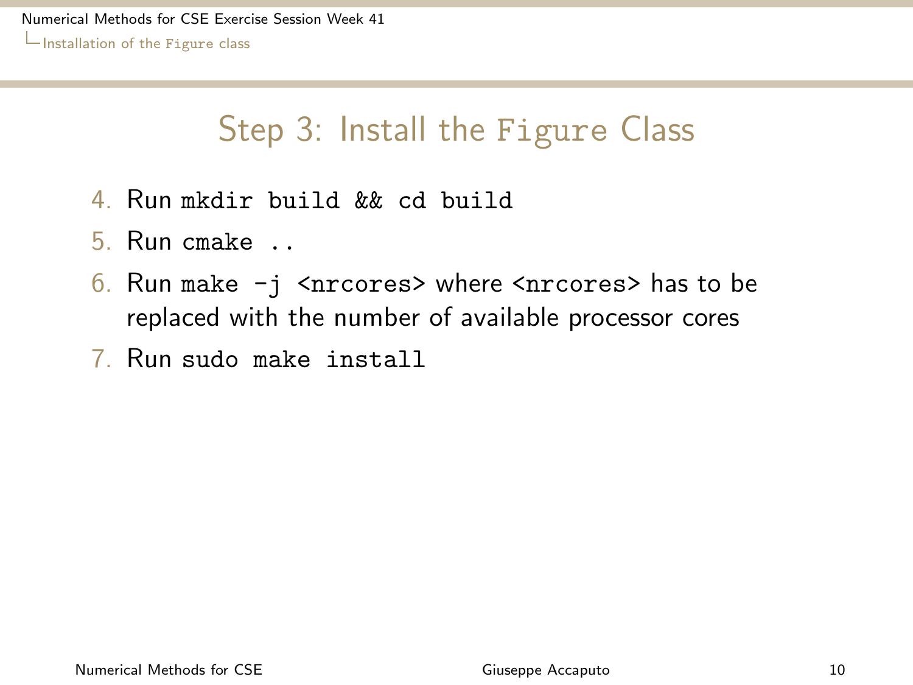# Step 3: Install the `Figure` Class

4. Run `mkdir build && cd build`
5. Run `cmake ..`
6. Run `make -j <nrcores>` where `<nrcores>` has to be replaced with the number of available processor cores
7. Run `sudo make install`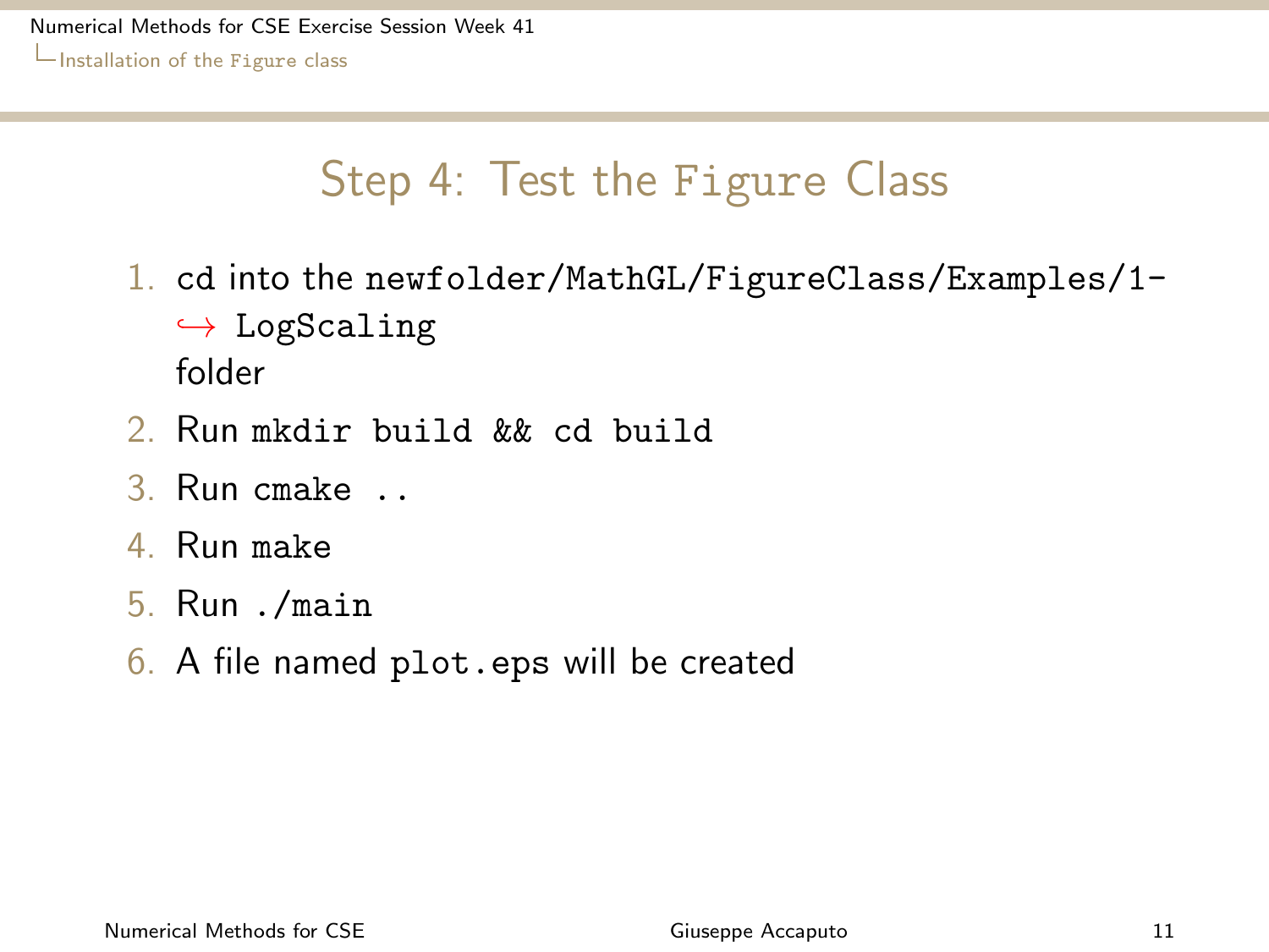# Step 4: Test the Figure Class

1. `cd` into the `newfolder/MathGL/FigureClass/Examples/1-LogScaling` folder
2. Run `mkdir build && cd build`
3. Run `cmake ..`
4. Run `make`
5. Run `./main`
6. A file named `plot.eps` will be created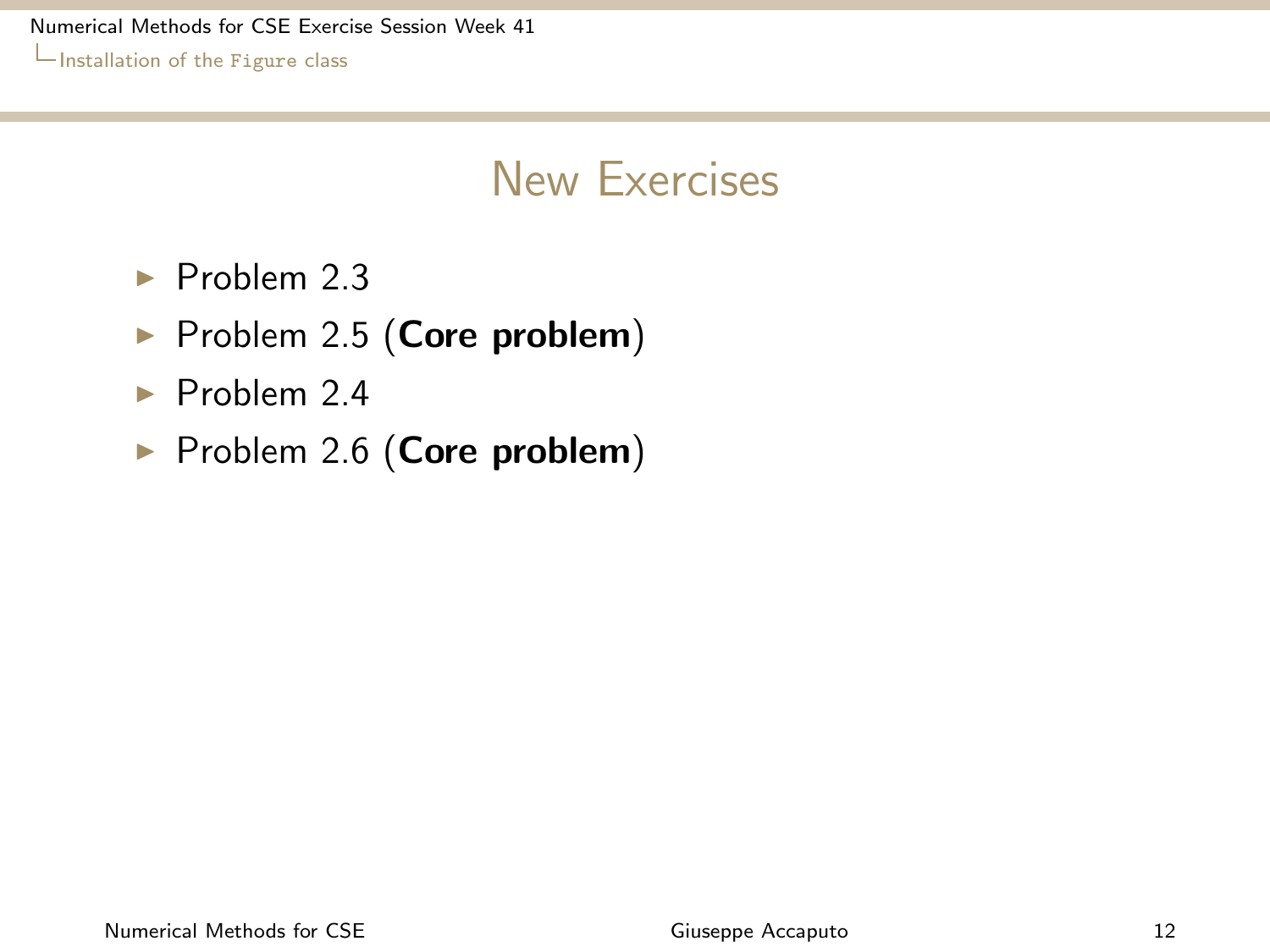## New Exercises

- Problem 2.3
- Problem 2.5 (**Core problem**)
- Problem 2.4
- Problem 2.6 (**Core problem**)